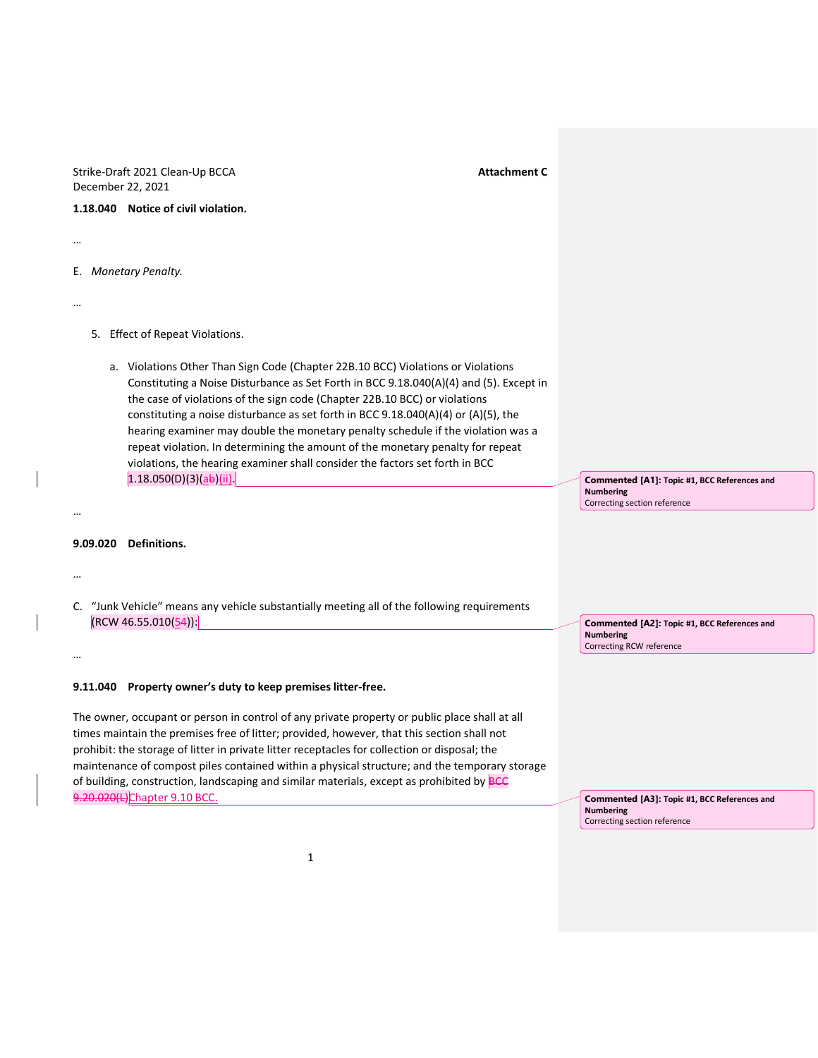Strike-Draft 2021 Clean-Up BCCA  **Attachment C**
December 22, 2021

**1.18.040 Notice of civil violation.**

…

E. *Monetary Penalty.*

…

5. Effect of Repeat Violations.

   a. Violations Other Than Sign Code (Chapter 22B.10 BCC) Violations or Violations Constituting a Noise Disturbance as Set Forth in BCC 9.18.040(A)(4) and (5). Except in the case of violations of the sign code (Chapter 22B.10 BCC) or violations constituting a noise disturbance as set forth in BCC 9.18.040(A)(4) or (A)(5), the hearing examiner may double the monetary penalty schedule if the violation was a repeat violation. In determining the amount of the monetary penalty for repeat violations, the hearing examiner shall consider the factors set forth in BCC 1.18.050(D)(3)(~~ab~~)(ii).

> **Commented [A1]:** Topic #1, BCC References and Numbering
> Correcting section reference

…

**9.09.020 Definitions.**

…

C. "Junk Vehicle" means any vehicle substantially meeting all of the following requirements (RCW 46.55.010(~~5~~4)):

> **Commented [A2]:** Topic #1, BCC References and Numbering
> Correcting RCW reference

…

**9.11.040 Property owner's duty to keep premises litter-free.**

The owner, occupant or person in control of any private property or public place shall at all times maintain the premises free of litter; provided, however, that this section shall not prohibit: the storage of litter in private litter receptacles for collection or disposal; the maintenance of compost piles contained within a physical structure; and the temporary storage of building, construction, landscaping and similar materials, except as prohibited by ~~BCC 9.20.020(L)~~Chapter 9.10 BCC.

> **Commented [A3]:** Topic #1, BCC References and Numbering
> Correcting section reference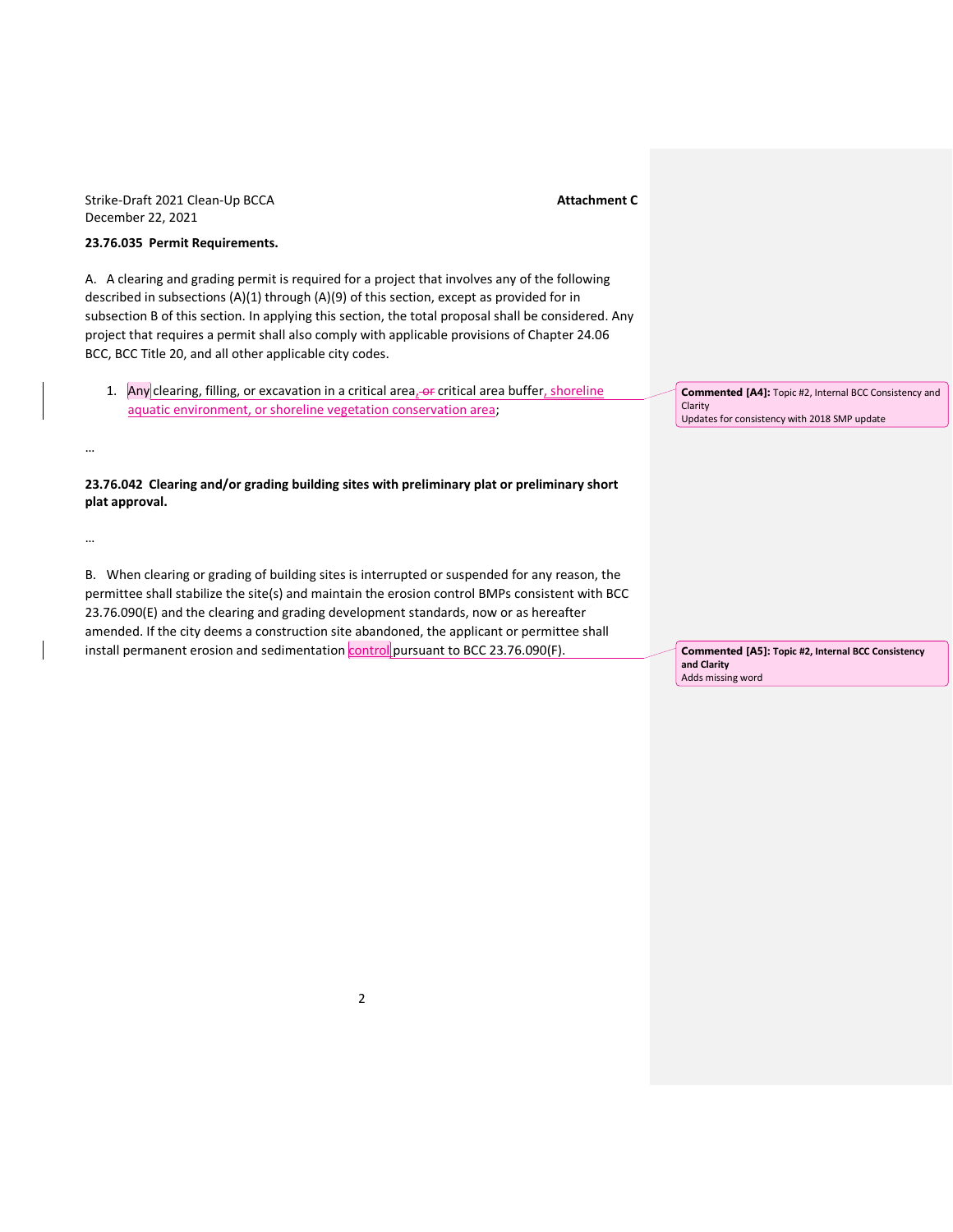**23.76.035 Permit Requirements.**

A. A clearing and grading permit is required for a project that involves any of the following described in subsections (A)(1) through (A)(9) of this section, except as provided for in subsection B of this section. In applying this section, the total proposal shall be considered. Any project that requires a permit shall also comply with applicable provisions of Chapter 24.06 BCC, BCC Title 20, and all other applicable city codes.

1. Any clearing, filling, or excavation in a critical area, ~~or~~ critical area buffer, shoreline aquatic environment, or shoreline vegetation conservation area;

> **Commented [A4]:** Topic #2, Internal BCC Consistency and Clarity
> Updates for consistency with 2018 SMP update

…

**23.76.042 Clearing and/or grading building sites with preliminary plat or preliminary short plat approval.**

…

B. When clearing or grading of building sites is interrupted or suspended for any reason, the permittee shall stabilize the site(s) and maintain the erosion control BMPs consistent with BCC 23.76.090(E) and the clearing and grading development standards, now or as hereafter amended. If the city deems a construction site abandoned, the applicant or permittee shall install permanent erosion and sedimentation control pursuant to BCC 23.76.090(F).

> **Commented [A5]:** Topic #2, Internal BCC Consistency and Clarity
> Adds missing word